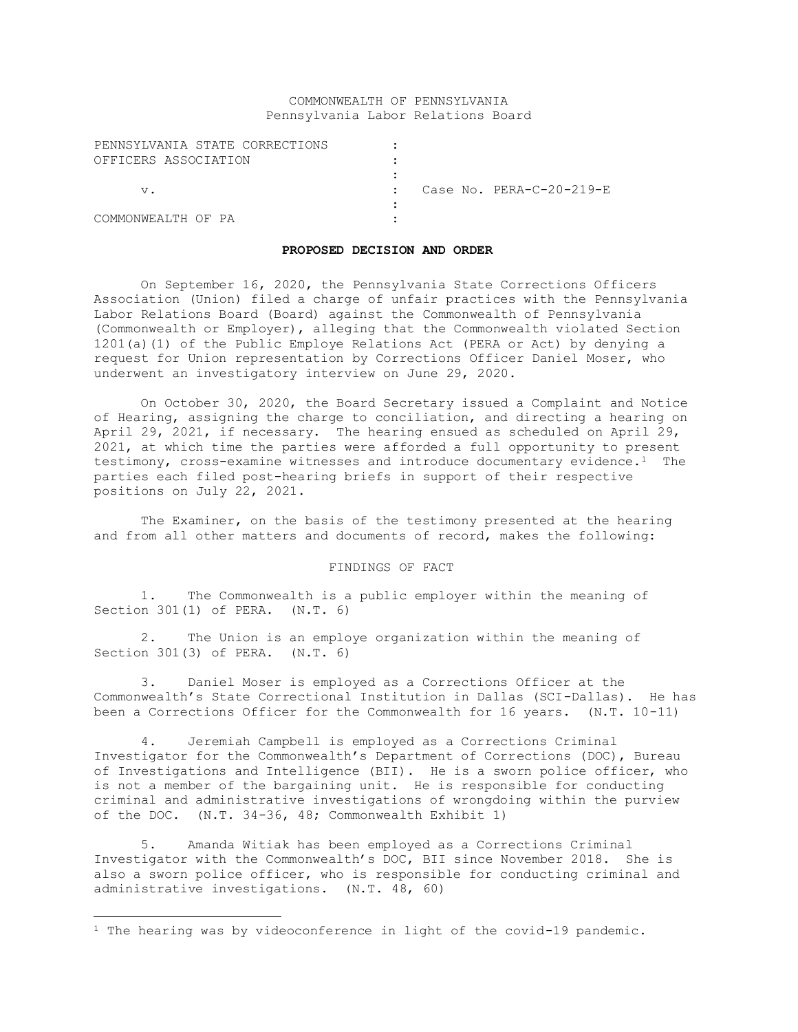COMMONWEALTH OF PENNSYLVANIA
Pennsylvania Labor Relations Board

| | | |
|---|---|---|
| PENNSYLVANIA STATE CORRECTIONS OFFICERS ASSOCIATION | : | |
| v. | : | Case No. PERA-C-20-219-E |
| COMMONWEALTH OF PA | : | |

**PROPOSED DECISION AND ORDER**

On September 16, 2020, the Pennsylvania State Corrections Officers Association (Union) filed a charge of unfair practices with the Pennsylvania Labor Relations Board (Board) against the Commonwealth of Pennsylvania (Commonwealth or Employer), alleging that the Commonwealth violated Section 1201(a)(1) of the Public Employe Relations Act (PERA or Act) by denying a request for Union representation by Corrections Officer Daniel Moser, who underwent an investigatory interview on June 29, 2020.

On October 30, 2020, the Board Secretary issued a Complaint and Notice of Hearing, assigning the charge to conciliation, and directing a hearing on April 29, 2021, if necessary. The hearing ensued as scheduled on April 29, 2021, at which time the parties were afforded a full opportunity to present testimony, cross-examine witnesses and introduce documentary evidence.[1] The parties each filed post-hearing briefs in support of their respective positions on July 22, 2021.

The Examiner, on the basis of the testimony presented at the hearing and from all other matters and documents of record, makes the following:

FINDINGS OF FACT

1. The Commonwealth is a public employer within the meaning of Section 301(1) of PERA. (N.T. 6)

2. The Union is an employe organization within the meaning of Section 301(3) of PERA. (N.T. 6)

3. Daniel Moser is employed as a Corrections Officer at the Commonwealth's State Correctional Institution in Dallas (SCI-Dallas). He has been a Corrections Officer for the Commonwealth for 16 years. (N.T. 10-11)

4. Jeremiah Campbell is employed as a Corrections Criminal Investigator for the Commonwealth's Department of Corrections (DOC), Bureau of Investigations and Intelligence (BII). He is a sworn police officer, who is not a member of the bargaining unit. He is responsible for conducting criminal and administrative investigations of wrongdoing within the purview of the DOC. (N.T. 34-36, 48; Commonwealth Exhibit 1)

5. Amanda Witiak has been employed as a Corrections Criminal Investigator with the Commonwealth's DOC, BII since November 2018. She is also a sworn police officer, who is responsible for conducting criminal and administrative investigations. (N.T. 48, 60)

[1] The hearing was by videoconference in light of the covid-19 pandemic.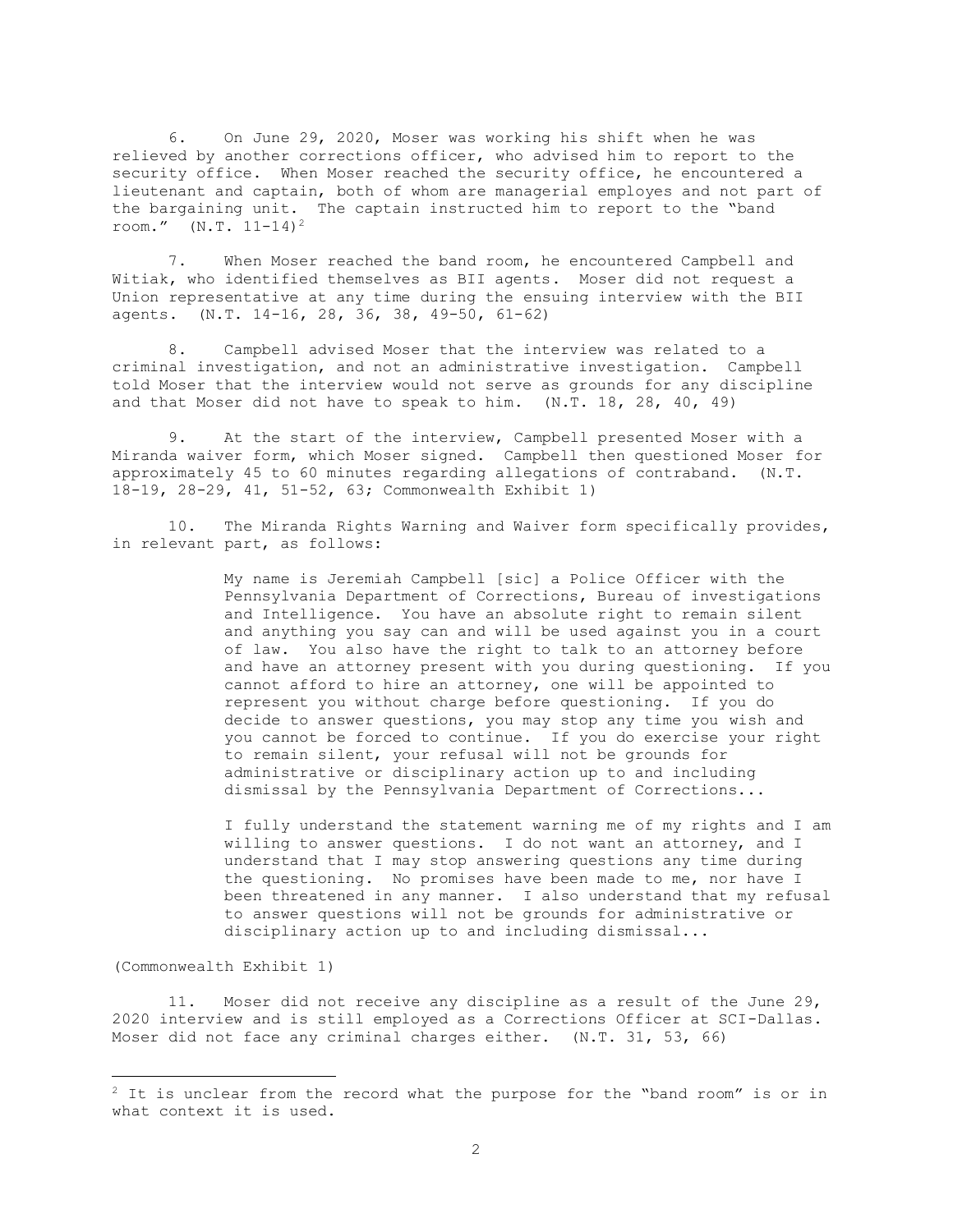6. On June 29, 2020, Moser was working his shift when he was relieved by another corrections officer, who advised him to report to the security office. When Moser reached the security office, he encountered a lieutenant and captain, both of whom are managerial employes and not part of the bargaining unit. The captain instructed him to report to the "band room." (N.T. 11-14)[2]

7. When Moser reached the band room, he encountered Campbell and Witiak, who identified themselves as BII agents. Moser did not request a Union representative at any time during the ensuing interview with the BII agents. (N.T. 14-16, 28, 36, 38, 49-50, 61-62)

8. Campbell advised Moser that the interview was related to a criminal investigation, and not an administrative investigation. Campbell told Moser that the interview would not serve as grounds for any discipline and that Moser did not have to speak to him. (N.T. 18, 28, 40, 49)

9. At the start of the interview, Campbell presented Moser with a Miranda waiver form, which Moser signed. Campbell then questioned Moser for approximately 45 to 60 minutes regarding allegations of contraband. (N.T. 18-19, 28-29, 41, 51-52, 63; Commonwealth Exhibit 1)

10. The Miranda Rights Warning and Waiver form specifically provides, in relevant part, as follows:

> My name is Jeremiah Campbell [sic] a Police Officer with the Pennsylvania Department of Corrections, Bureau of investigations and Intelligence. You have an absolute right to remain silent and anything you say can and will be used against you in a court of law. You also have the right to talk to an attorney before and have an attorney present with you during questioning. If you cannot afford to hire an attorney, one will be appointed to represent you without charge before questioning. If you do decide to answer questions, you may stop any time you wish and you cannot be forced to continue. If you do exercise your right to remain silent, your refusal will not be grounds for administrative or disciplinary action up to and including dismissal by the Pennsylvania Department of Corrections...
>
> I fully understand the statement warning me of my rights and I am willing to answer questions. I do not want an attorney, and I understand that I may stop answering questions any time during the questioning. No promises have been made to me, nor have I been threatened in any manner. I also understand that my refusal to answer questions will not be grounds for administrative or disciplinary action up to and including dismissal...

(Commonwealth Exhibit 1)

11. Moser did not receive any discipline as a result of the June 29, 2020 interview and is still employed as a Corrections Officer at SCI-Dallas. Moser did not face any criminal charges either. (N.T. 31, 53, 66)

---

[2] It is unclear from the record what the purpose for the "band room" is or in what context it is used.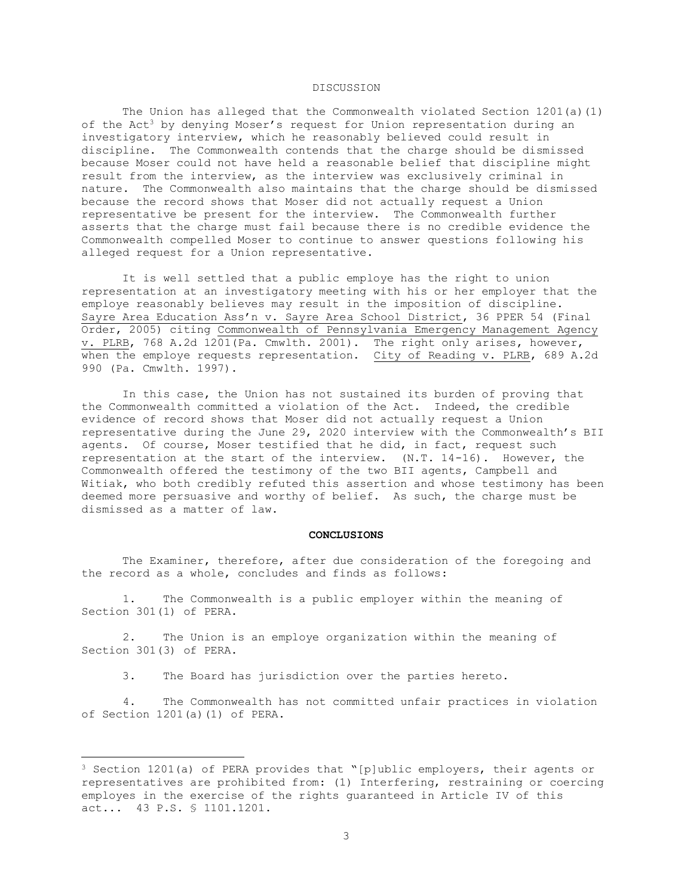## DISCUSSION

The Union has alleged that the Commonwealth violated Section 1201(a)(1) of the Act[3] by denying Moser's request for Union representation during an investigatory interview, which he reasonably believed could result in discipline. The Commonwealth contends that the charge should be dismissed because Moser could not have held a reasonable belief that discipline might result from the interview, as the interview was exclusively criminal in nature. The Commonwealth also maintains that the charge should be dismissed because the record shows that Moser did not actually request a Union representative be present for the interview. The Commonwealth further asserts that the charge must fail because there is no credible evidence the Commonwealth compelled Moser to continue to answer questions following his alleged request for a Union representative.

It is well settled that a public employe has the right to union representation at an investigatory meeting with his or her employer that the employe reasonably believes may result in the imposition of discipline. Sayre Area Education Ass'n v. Sayre Area School District, 36 PPER 54 (Final Order, 2005) citing Commonwealth of Pennsylvania Emergency Management Agency v. PLRB, 768 A.2d 1201(Pa. Cmwlth. 2001). The right only arises, however, when the employe requests representation. City of Reading v. PLRB, 689 A.2d 990 (Pa. Cmwlth. 1997).

In this case, the Union has not sustained its burden of proving that the Commonwealth committed a violation of the Act. Indeed, the credible evidence of record shows that Moser did not actually request a Union representative during the June 29, 2020 interview with the Commonwealth's BII agents. Of course, Moser testified that he did, in fact, request such representation at the start of the interview. (N.T. 14-16). However, the Commonwealth offered the testimony of the two BII agents, Campbell and Witiak, who both credibly refuted this assertion and whose testimony has been deemed more persuasive and worthy of belief. As such, the charge must be dismissed as a matter of law.

## CONCLUSIONS

The Examiner, therefore, after due consideration of the foregoing and the record as a whole, concludes and finds as follows:

1. The Commonwealth is a public employer within the meaning of Section 301(1) of PERA.

2. The Union is an employe organization within the meaning of Section 301(3) of PERA.

3. The Board has jurisdiction over the parties hereto.

4. The Commonwealth has not committed unfair practices in violation of Section 1201(a)(1) of PERA.

---

[3] Section 1201(a) of PERA provides that "[p]ublic employers, their agents or representatives are prohibited from: (1) Interfering, restraining or coercing employes in the exercise of the rights guaranteed in Article IV of this act... 43 P.S. § 1101.1201.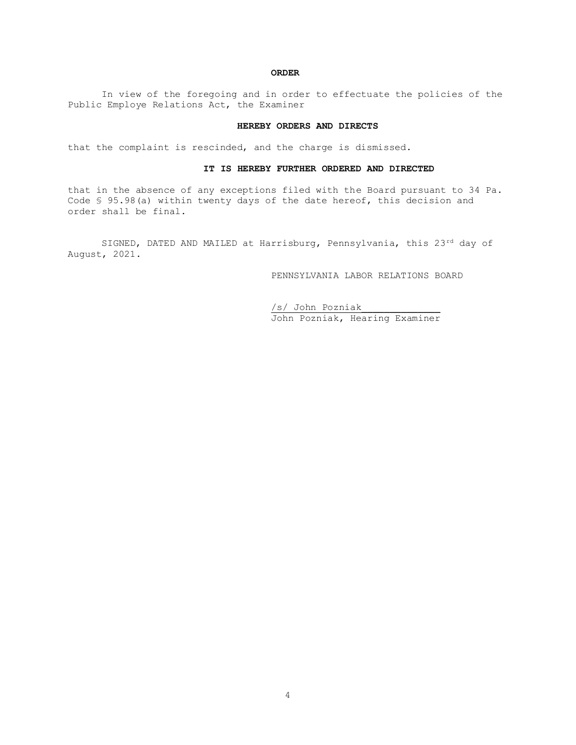**ORDER**

In view of the foregoing and in order to effectuate the policies of the Public Employe Relations Act, the Examiner

**HEREBY ORDERS AND DIRECTS**

that the complaint is rescinded, and the charge is dismissed.

**IT IS HEREBY FURTHER ORDERED AND DIRECTED**

that in the absence of any exceptions filed with the Board pursuant to 34 Pa. Code § 95.98(a) within twenty days of the date hereof, this decision and order shall be final.

SIGNED, DATED AND MAILED at Harrisburg, Pennsylvania, this 23rd day of August, 2021.

PENNSYLVANIA LABOR RELATIONS BOARD

/s/ John Pozniak
John Pozniak, Hearing Examiner